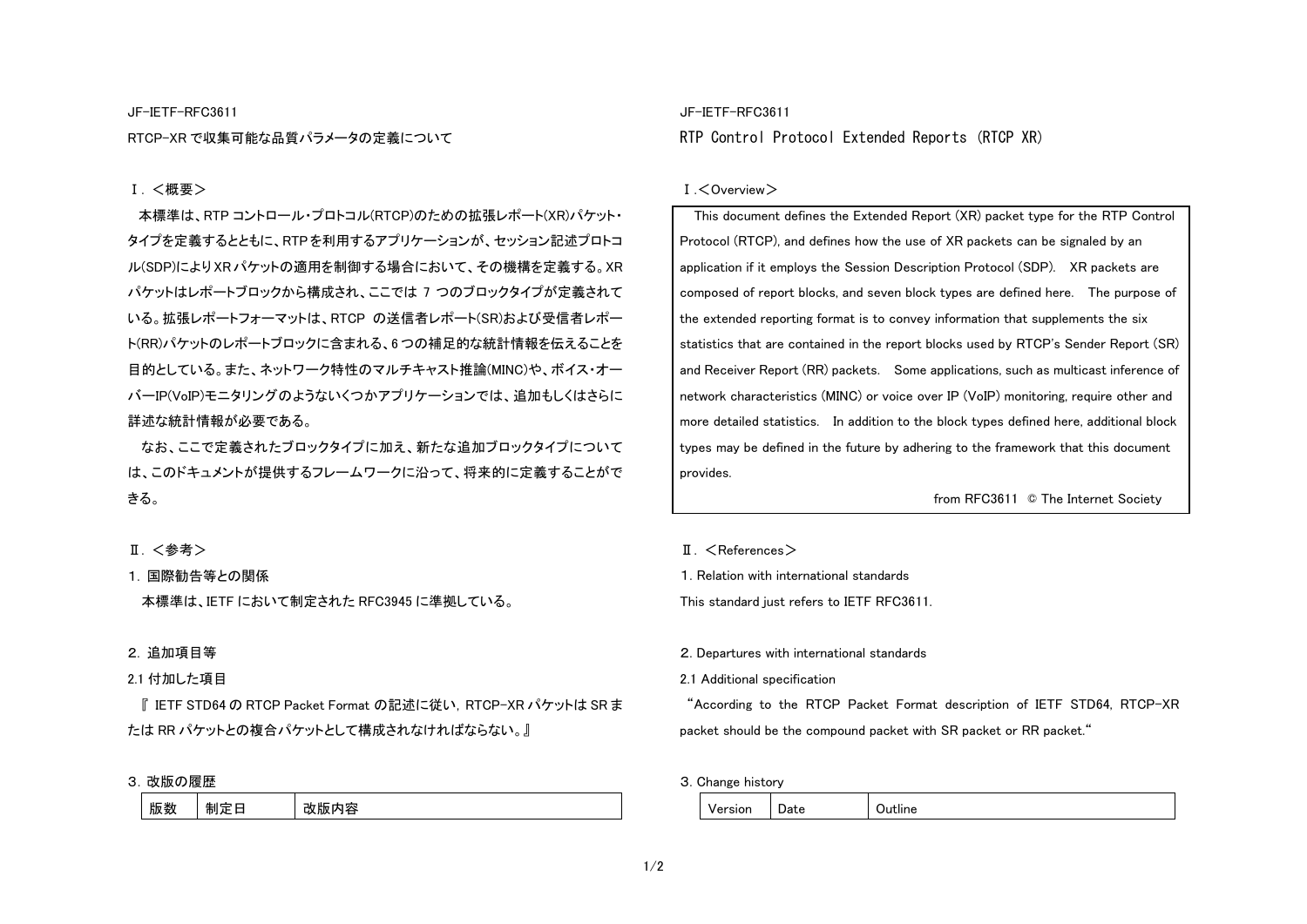JF-IETF-RFC3611

# RTCP-XR で収集可能な品質パラメータの定義について

## Ⅰ．＜概要＞

本標準は、RTP コントロール・プロトコル(RTCP)のための拡張レポート(XR)パケット・タイプを定義するとともに、RTPを利用するアプリケーションが、セッション記述プロトコル(SDP)によりXR パケットの適用を制御する場合において、その機構を定義する。XR パケットはレポートブロックから構成され、ここでは 7 つのブロックタイプが定義されている。拡張レポートフォーマットは、RTCP の送信者レポート(SR)および受信者レポート(RR)パケットのレポートブロックに含まれる、6 つの補足的な統計情報を伝えることを目的としている。また、ネットワーク特性のマルチキャスト推論(MINC)や、ボイス・オーバーIP(VoIP)モニタリングのようないくつかアプリケーションでは、追加もしくはさらに詳述な統計情報が必要である。

なお、ここで定義されたブロックタイプに加え、新たな追加ブロックタイプについては、このドキュメントが提供するフレームワークに沿って、将来的に定義することができる。

## Ⅱ．＜参考＞

1．国際勧告等との関係

本標準は、IETF において制定された RFC3945 に準拠している。

2．追加項目等

2.1 付加した項目

『 IETF STD64 の RTCP Packet Format の記述に従い，RTCP-XR パケットは SR または RR パケットとの複合パケットとして構成されなければならない。』

3．改版の履歴

| 版数 | 制定日 | 改版内容 |
|---|---|---|

JF-IETF-RFC3611

# RTP Control Protocol Extended Reports (RTCP XR)

## Ⅰ.＜Overview＞

This document defines the Extended Report (XR) packet type for the RTP Control Protocol (RTCP), and defines how the use of XR packets can be signaled by an application if it employs the Session Description Protocol (SDP). XR packets are composed of report blocks, and seven block types are defined here. The purpose of the extended reporting format is to convey information that supplements the six statistics that are contained in the report blocks used by RTCP's Sender Report (SR) and Receiver Report (RR) packets. Some applications, such as multicast inference of network characteristics (MINC) or voice over IP (VoIP) monitoring, require other and more detailed statistics. In addition to the block types defined here, additional block types may be defined in the future by adhering to the framework that this document provides.

from RFC3611 © The Internet Society

## Ⅱ．＜References＞

1. Relation with international standards

This standard just refers to IETF RFC3611.

2. Departures with international standards

2.1 Additional specification

"According to the RTCP Packet Format description of IETF STD64, RTCP-XR packet should be the compound packet with SR packet or RR packet."

3. Change history

| Version | Date | Outline |
|---|---|---|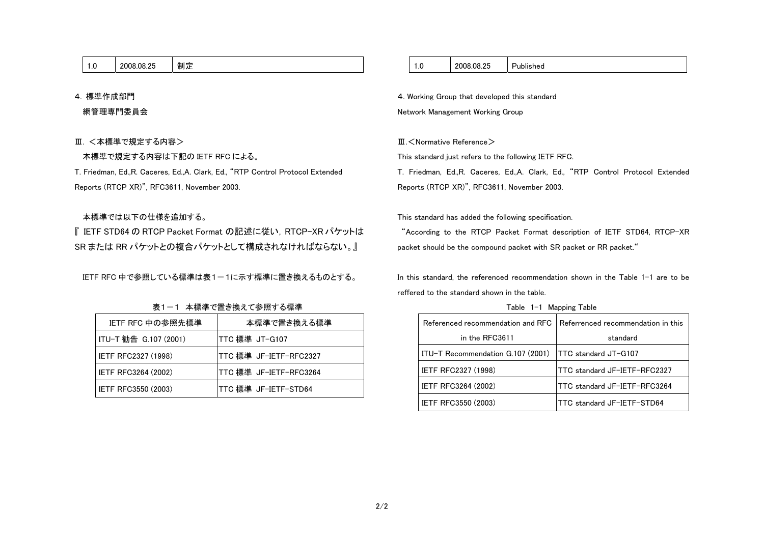| | | |
|---|---|---|
| 1.0 | 2008.08.25 | 制定 |

4. 標準作成部門

網管理専門委員会

Ⅲ. ＜本標準で規定する内容＞

本標準で規定する内容は下記の IETF RFC による。

T. Friedman, Ed.,R. Caceres, Ed.,A. Clark, Ed., “RTP Control Protocol Extended Reports (RTCP XR)”, RFC3611, November 2003.

本標準では以下の仕様を追加する。

『 IETF STD64 の RTCP Packet Format の記述に従い, RTCP-XR パケットは SR または RR パケットとの複合パケットとして構成されなければならない。』

IETF RFC 中で参照している標準は表１－１に示す標準に置き換えるものとする。

表１－１ 本標準で置き換えて参照する標準

| IETF RFC 中の参照先標準 | 本標準で置き換える標準 |
|---|---|
| ITU-T 勧告 G.107 (2001) | TTC 標準 JT-G107 |
| IETF RFC2327 (1998) | TTC 標準 JF-IETF-RFC2327 |
| IETF RFC3264 (2002) | TTC 標準 JF-IETF-RFC3264 |
| IETF RFC3550 (2003) | TTC 標準 JF-IETF-STD64 |

| | | |
|---|---|---|
| 1.0 | 2008.08.25 | Published |

4. Working Group that developed this standard

Network Management Working Group

Ⅲ.＜Normative Reference＞

This standard just refers to the following IETF RFC.

T. Friedman, Ed.,R. Caceres, Ed.,A. Clark, Ed., “RTP Control Protocol Extended Reports (RTCP XR)”, RFC3611, November 2003.

This standard has added the following specification.

“According to the RTCP Packet Format description of IETF STD64, RTCP-XR packet should be the compound packet with SR packet or RR packet.“

In this standard, the referenced recommendation shown in the Table 1-1 are to be reffered to the standard shown in the table.

Table 1-1 Mapping Table

| Referenced recommendation and RFC in the RFC3611 | Referrenced recommendation in this standard |
|---|---|
| ITU-T Recommendation G.107 (2001) | TTC standard JT-G107 |
| IETF RFC2327 (1998) | TTC standard JF-IETF-RFC2327 |
| IETF RFC3264 (2002) | TTC standard JF-IETF-RFC3264 |
| IETF RFC3550 (2003) | TTC standard JF-IETF-STD64 |